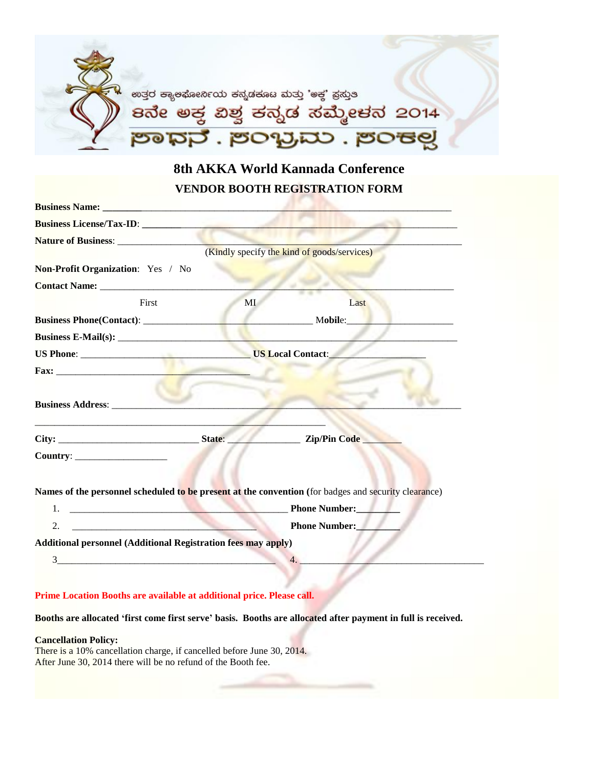ಉತ್ತರ ಕ್ಯಾಲಿಫೋರ್ನಿಯ ಕನ್ನಡಕೂಟ ಮತ್ತು 'ಅಕ್ಕ' ಪ್ರಸ್ತುತಿ

� 8ನೇ ಅಕ್ಕ ವಿಶ್ವ ಕನ್ನಡ ಸಮ್ಮೇಳನ 2014

ಸಾಧನೆ . ಸಂಭ್ರಮ . ಸಂಕಲ್ಪ

# 8th AKKA World Kannada Conference

## VENDOR BOOTH REGISTRATION FORM

**Business Name:** ________________________________________________________________

**Business License/Tax-ID**: ________________________________________________________________

**Nature of Business**: ________________________________________________________________
(Kindly specify the kind of goods/services)

**Non-Profit Organization**: Yes / No

**Contact Name:** ________________________________________________________________
First MI Last

**Business Phone(Contact)**: ______________________________ **Mobile**:____________________

**Business E-Mail(s):** ________________________________________________________________

**US Phone**: ______________________________ **US Local Contact**:__________________

**Fax:** __________________________________

**Business Address**: ________________________________________________________________

________________________________________________________

**City:** _________________________ **State**: _____________ **Zip/Pin Code** _______

**Country**: __________________

**Names of the personnel scheduled to be present at the convention** (for badges and security clearance)

1. ________________________________________ **Phone Number:**________
2. ________________________________________ **Phone Number:**________

**Additional personnel (Additional Registration fees may apply)**

3________________________________________ 4. ________________________________________

**Prime Location Booths are available at additional price. Please call.**

**Booths are allocated 'first come first serve' basis. Booths are allocated after payment in full is received.**

**Cancellation Policy:**
There is a 10% cancellation charge, if cancelled before June 30, 2014.
After June 30, 2014 there will be no refund of the Booth fee.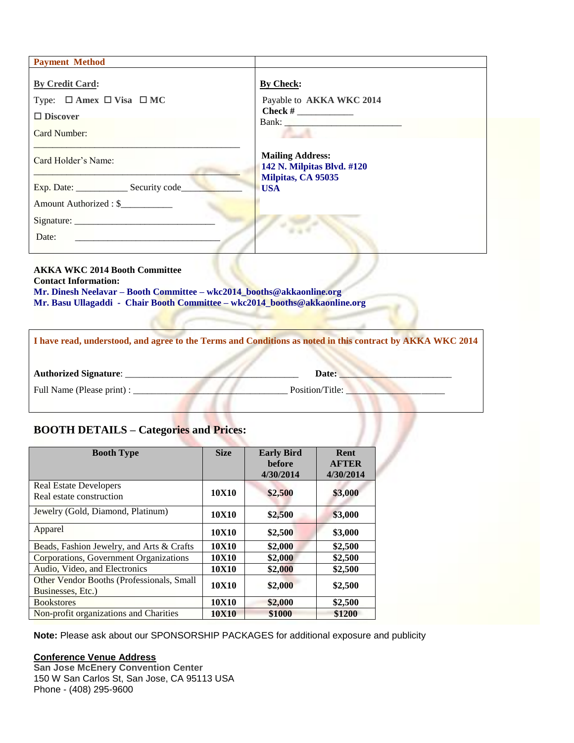| Payment Method | |
|---|---|
| **By Credit Card:**<br>Type: ☐ **Amex** ☐ **Visa** ☐ **MC**<br>☐ **Discover**<br>Card Number: ____________________________________________<br>Card Holder's Name: ____________________________________________<br>Exp. Date: ___________ Security code_____________<br>Amount Authorized : $___________<br>Signature: ______________________________<br>Date: _______________________________ | **By Check:**<br>Payable to **AKKA WKC 2014**<br>**Check #** ____________<br>Bank: ________________________<br><br>**Mailing Address:**<br>**142 N. Milpitas Blvd. #120**<br>**Milpitas, CA 95035**<br>**USA** |

**AKKA WKC 2014 Booth Committee**
**Contact Information:**
**Mr. Dinesh Neelavar – Booth Committee – wkc2014_booths@akkaonline.org**
**Mr. Basu Ullagaddi - Chair Booth Committee – wkc2014_booths@akkaonline.org**

**I have read, understood, and agree to the Terms and Conditions as noted in this contract by AKKA WKC 2014**

**Authorized Signature**: ____________________________________ **Date:** ________________________

Full Name (Please print) : ________________________________ Position/Title: ____________________

## BOOTH DETAILS – Categories and Prices:

| Booth Type | Size | Early Bird before 4/30/2014 | Rent AFTER 4/30/2014 |
|---|---|---|---|
| Real Estate Developers<br>Real estate construction | 10X10 | $2,500 | $3,000 |
| Jewelry (Gold, Diamond, Platinum) | 10X10 | $2,500 | $3,000 |
| Apparel | 10X10 | $2,500 | $3,000 |
| Beads, Fashion Jewelry, and Arts & Crafts | 10X10 | $2,000 | $2,500 |
| Corporations, Government Organizations | 10X10 | $2,000 | $2,500 |
| Audio, Video, and Electronics | 10X10 | $2,000 | $2,500 |
| Other Vendor Booths (Professionals, Small Businesses, Etc.) | 10X10 | $2,000 | $2,500 |
| Bookstores | 10X10 | $2,000 | $2,500 |
| Non-profit organizations and Charities | 10X10 | $1000 | $1200 |

**Note:** Please ask about our SPONSORSHIP PACKAGES for additional exposure and publicity

**Conference Venue Address**
**San Jose McEnery Convention Center**
150 W San Carlos St, San Jose, CA 95113 USA
Phone - (408) 295-9600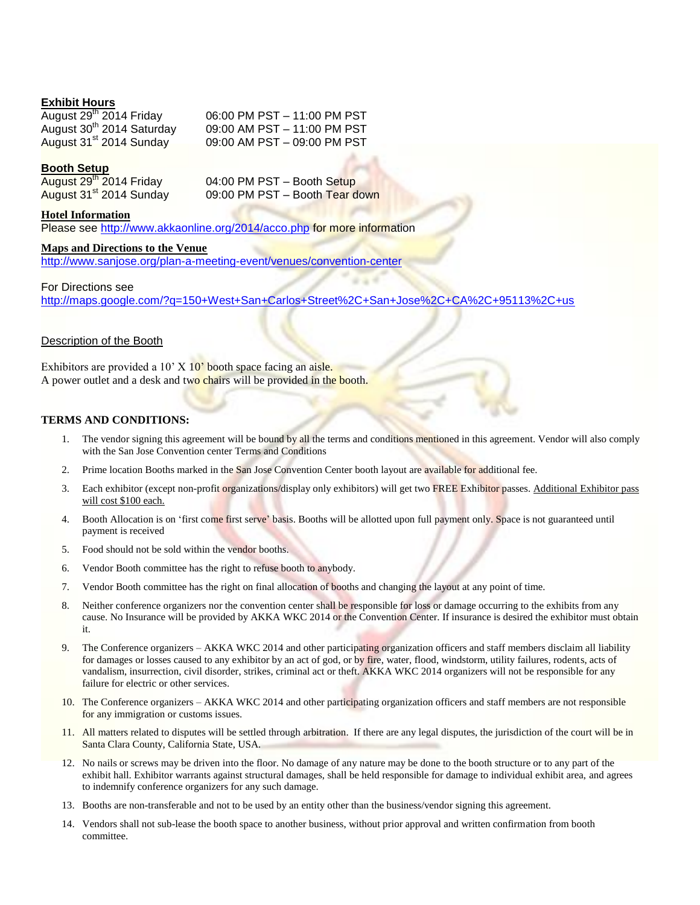## Exhibit Hours

| | |
|---|---|
| August 29th 2014 Friday | 06:00 PM PST – 11:00 PM PST |
| August 30th 2014 Saturday | 09:00 AM PST – 11:00 PM PST |
| August 31st 2014 Sunday | 09:00 AM PST – 09:00 PM PST |

## Booth Setup

| | |
|---|---|
| August 29th 2014 Friday | 04:00 PM PST – Booth Setup |
| August 31st 2014 Sunday | 09:00 PM PST – Booth Tear down |

## Hotel Information

Please see http://www.akkaonline.org/2014/acco.php for more information

## Maps and Directions to the Venue

http://www.sanjose.org/plan-a-meeting-event/venues/convention-center

For Directions see
http://maps.google.com/?q=150+West+San+Carlos+Street%2C+San+Jose%2C+CA%2C+95113%2C+us

## Description of the Booth

Exhibitors are provided a 10' X 10' booth space facing an aisle.
A power outlet and a desk and two chairs will be provided in the booth.

## TERMS AND CONDITIONS:

1. The vendor signing this agreement will be bound by all the terms and conditions mentioned in this agreement. Vendor will also comply with the San Jose Convention center Terms and Conditions
2. Prime location Booths marked in the San Jose Convention Center booth layout are available for additional fee.
3. Each exhibitor (except non-profit organizations/display only exhibitors) will get two FREE Exhibitor passes. Additional Exhibitor pass will cost $100 each.
4. Booth Allocation is on 'first come first serve' basis. Booths will be allotted upon full payment only. Space is not guaranteed until payment is received
5. Food should not be sold within the vendor booths.
6. Vendor Booth committee has the right to refuse booth to anybody.
7. Vendor Booth committee has the right on final allocation of booths and changing the layout at any point of time.
8. Neither conference organizers nor the convention center shall be responsible for loss or damage occurring to the exhibits from any cause. No Insurance will be provided by AKKA WKC 2014 or the Convention Center. If insurance is desired the exhibitor must obtain it.
9. The Conference organizers – AKKA WKC 2014 and other participating organization officers and staff members disclaim all liability for damages or losses caused to any exhibitor by an act of god, or by fire, water, flood, windstorm, utility failures, rodents, acts of vandalism, insurrection, civil disorder, strikes, criminal act or theft. AKKA WKC 2014 organizers will not be responsible for any failure for electric or other services.
10. The Conference organizers – AKKA WKC 2014 and other participating organization officers and staff members are not responsible for any immigration or customs issues.
11. All matters related to disputes will be settled through arbitration. If there are any legal disputes, the jurisdiction of the court will be in Santa Clara County, California State, USA.
12. No nails or screws may be driven into the floor. No damage of any nature may be done to the booth structure or to any part of the exhibit hall. Exhibitor warrants against structural damages, shall be held responsible for damage to individual exhibit area, and agrees to indemnify conference organizers for any such damage.
13. Booths are non-transferable and not to be used by an entity other than the business/vendor signing this agreement.
14. Vendors shall not sub-lease the booth space to another business, without prior approval and written confirmation from booth committee.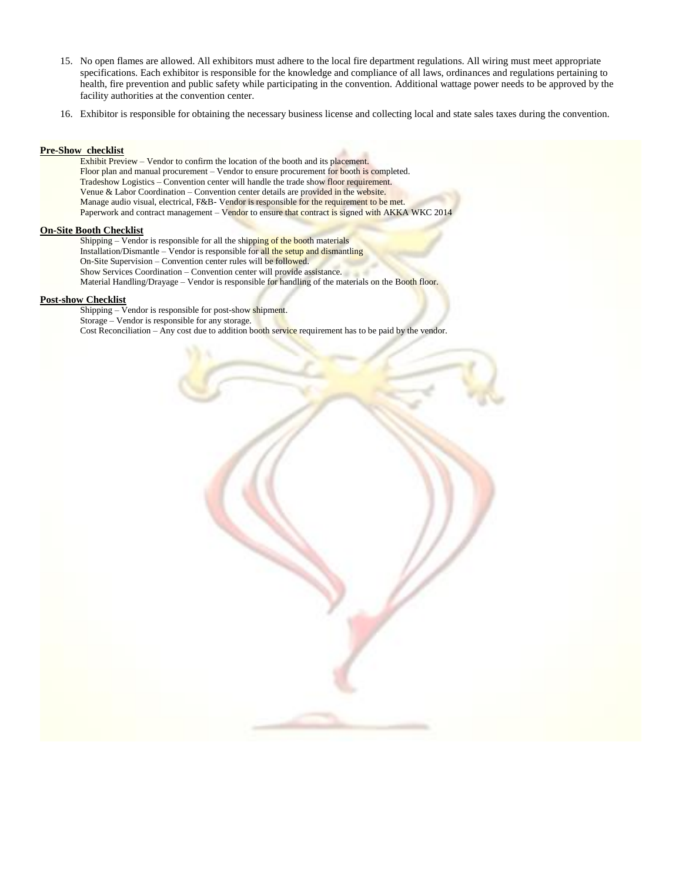15. No open flames are allowed. All exhibitors must adhere to the local fire department regulations. All wiring must meet appropriate specifications. Each exhibitor is responsible for the knowledge and compliance of all laws, ordinances and regulations pertaining to health, fire prevention and public safety while participating in the convention. Additional wattage power needs to be approved by the facility authorities at the convention center.

16. Exhibitor is responsible for obtaining the necessary business license and collecting local and state sales taxes during the convention.

**Pre-Show checklist**

Exhibit Preview – Vendor to confirm the location of the booth and its placement.
Floor plan and manual procurement – Vendor to ensure procurement for booth is completed.
Tradeshow Logistics – Convention center will handle the trade show floor requirement.
Venue & Labor Coordination – Convention center details are provided in the website.
Manage audio visual, electrical, F&B- Vendor is responsible for the requirement to be met.
Paperwork and contract management – Vendor to ensure that contract is signed with AKKA WKC 2014

**On-Site Booth Checklist**

Shipping – Vendor is responsible for all the shipping of the booth materials
Installation/Dismantle – Vendor is responsible for all the setup and dismantling
On-Site Supervision – Convention center rules will be followed.
Show Services Coordination – Convention center will provide assistance.
Material Handling/Drayage – Vendor is responsible for handling of the materials on the Booth floor.

**Post-show Checklist**

Shipping – Vendor is responsible for post-show shipment.
Storage – Vendor is responsible for any storage.
Cost Reconciliation – Any cost due to addition booth service requirement has to be paid by the vendor.